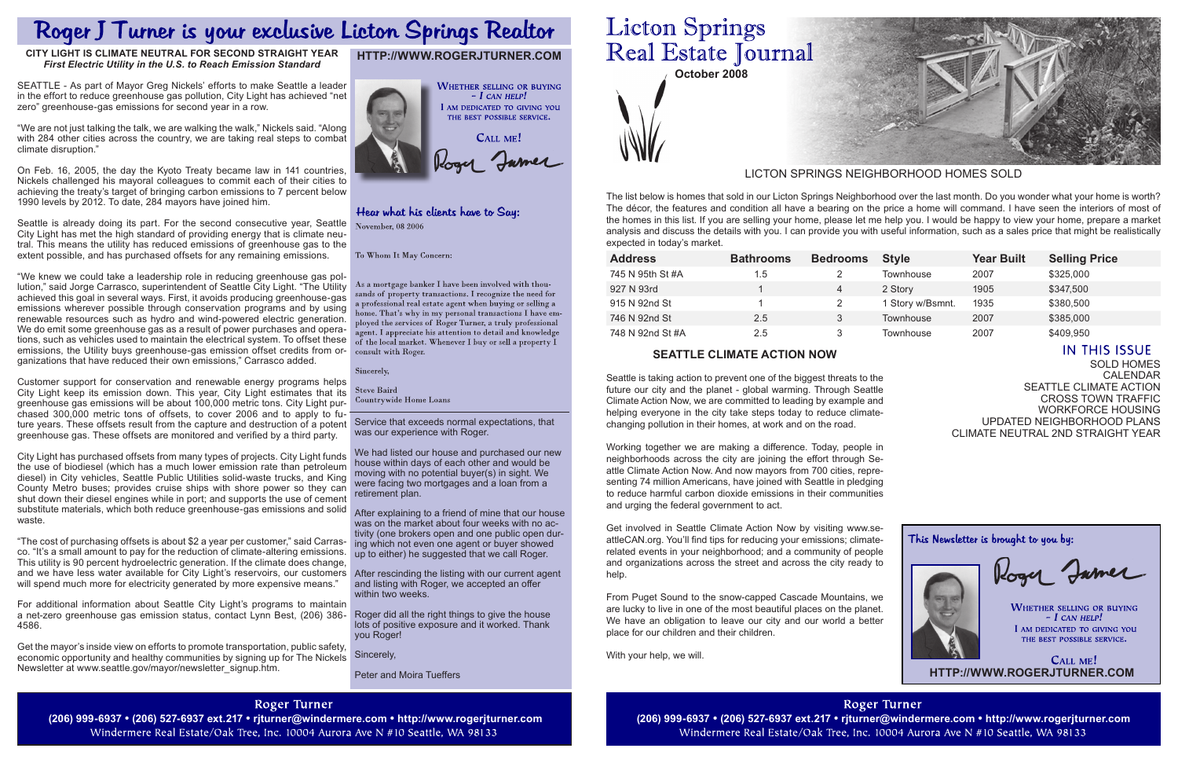# Roger J Turner is your exclusive Licton Springs Realtor

**CITY LIGHT IS CLIMATE NEUTRAL FOR SECOND STRAIGHT YEAR**
***First Electric Utility in the U.S. to Reach Emission Standard***

SEATTLE - As part of Mayor Greg Nickels' efforts to make Seattle a leader in the effort to reduce greenhouse gas pollution, City Light has achieved "net zero" greenhouse-gas emissions for second year in a row.

"We are not just talking the talk, we are walking the walk," Nickels said. "Along with 284 other cities across the country, we are taking real steps to combat climate disruption."

On Feb. 16, 2005, the day the Kyoto Treaty became law in 141 countries, Nickels challenged his mayoral colleagues to commit each of their cities to achieving the treaty's target of bringing carbon emissions to 7 percent below 1990 levels by 2012. To date, 284 mayors have joined him.

Seattle is already doing its part. For the second consecutive year, Seattle City Light has met the high standard of providing energy that is climate neutral. This means the utility has reduced emissions of greenhouse gas to the extent possible, and has purchased offsets for any remaining emissions.

"We knew we could take a leadership role in reducing greenhouse gas pollution," said Jorge Carrasco, superintendent of Seattle City Light. "The Utility achieved this goal in several ways. First, it avoids producing greenhouse-gas emissions wherever possible through conservation programs and by using renewable resources such as hydro and wind-powered electric generation. We do emit some greenhouse gas as a result of power purchases and operations, such as vehicles used to maintain the electrical system. To offset these emissions, the Utility buys greenhouse-gas emission offset credits from organizations that have reduced their own emissions," Carrasco added.

Customer support for conservation and renewable energy programs helps City Light keep its emission down. This year, City Light estimates that its greenhouse gas emissions will be about 100,000 metric tons. City Light purchased 300,000 metric tons of offsets, to cover 2006 and to apply to future years. These offsets result from the capture and destruction of a potent greenhouse gas. These offsets are monitored and verified by a third party.

City Light has purchased offsets from many types of projects. City Light funds the use of biodiesel (which has a much lower emission rate than petroleum diesel) in City vehicles, Seattle Public Utilities solid-waste trucks, and King County Metro buses; provides cruise ships with shore power so they can shut down their diesel engines while in port; and supports the use of cement substitute materials, which both reduce greenhouse-gas emissions and solid waste.

"The cost of purchasing offsets is about $2 a year per customer," said Carrasco. "It's a small amount to pay for the reduction of climate-altering emissions. This utility is 90 percent hydroelectric generation. If the climate does change, and we have less water available for City Light's reservoirs, our customers will spend much more for electricity generated by more expensive means."

For additional information about Seattle City Light's programs to maintain a net-zero greenhouse gas emission status, contact Lynn Best, (206) 386-4586.

Get the mayor's inside view on efforts to promote transportation, public safety, economic opportunity and healthy communities by signing up for The Nickels Newsletter at www.seattle.gov/mayor/newsletter_signup.htm.

**HTTP://WWW.ROGERJTURNER.COM**

WHETHER SELLING OR BUYING – *I CAN HELP!*
I AM DEDICATED TO GIVING YOU THE BEST POSSIBLE SERVICE.

CALL ME!

Roger Turner

### Hear what his clients have to Say:

November, 08 2006

To Whom It May Concern:

As a mortgage banker I have been involved with thousands of property transactions. I recognize the need for a professional real estate agent when buying or selling a home. That's why in my personal transactions I have employed the services of Roger Turner, a truly professional agent. I appreciate his attention to detail and knowledge of the local market. Whenever I buy or sell a property I consult with Roger.

Sincerely,

Steve Baird
Countrywide Home Loans

---

Service that exceeds normal expectations, that was our experience with Roger.

We had listed our house and purchased our new house within days of each other and would be moving with no potential buyer(s) in sight. We were facing two mortgages and a loan from a retirement plan.

After explaining to a friend of mine that our house was on the market about four weeks with no activity (one brokers open and one public open during which not even one agent or buyer showed up to either) he suggested that we call Roger.

After rescinding the listing with our current agent and listing with Roger, we accepted an offer within two weeks.

Roger did all the right things to give the house lots of positive exposure and it worked. Thank you Roger!

Sincerely,

Peter and Moira Tueffers

**Roger Turner**
**(206) 999-6937 • (206) 527-6937 ext.217 • rjturner@windermere.com • http://www.rogerjturner.com**
Windermere Real Estate/Oak Tree, Inc. 10004 Aurora Ave N #10 Seattle, WA 98133

# Licton Springs Real Estate Journal

**October 2008**

## LICTON SPRINGS NEIGHBORHOOD HOMES SOLD

The list below is homes that sold in our Licton Springs Neighborhood over the last month. Do you wonder what your home is worth? The décor, the features and condition all have a bearing on the price a home will command. I have seen the interiors of most of the homes in this list. If you are selling your home, please let me help you. I would be happy to view your home, prepare a market analysis and discuss the details with you. I can provide you with useful information, such as a sales price that might be realistically expected in today's market.

| Address | Bathrooms | Bedrooms | Style | Year Built | Selling Price |
|---|---|---|---|---|---|
| 745 N 95th St #A | 1.5 | 2 | Townhouse | 2007 | $325,000 |
| 927 N 93rd | 1 | 4 | 2 Story | 1905 | $347,500 |
| 915 N 92nd St | 1 | 2 | 1 Story w/Bsmnt. | 1935 | $380,500 |
| 746 N 92nd St | 2.5 | 3 | Townhouse | 2007 | $385,000 |
| 748 N 92nd St #A | 2.5 | 3 | Townhouse | 2007 | $409,950 |

## SEATTLE CLIMATE ACTION NOW

Seattle is taking action to prevent one of the biggest threats to the future our city and the planet - global warming. Through Seattle Climate Action Now, we are committed to leading by example and helping everyone in the city take steps today to reduce climate-changing pollution in their homes, at work and on the road.

Working together we are making a difference. Today, people in neighborhoods across the city are joining the effort through Seattle Climate Action Now. And now mayors from 700 cities, representing 74 million Americans, have joined with Seattle in pledging to reduce harmful carbon dioxide emissions in their communities and urging the federal government to act.

Get involved in Seattle Climate Action Now by visiting www.seattleCAN.org. You'll find tips for reducing your emissions; climate-related events in your neighborhood; and a community of people and organizations across the street and across the city ready to help.

From Puget Sound to the snow-capped Cascade Mountains, we are lucky to live in one of the most beautiful places on the planet. We have an obligation to leave our city and our world a better place for our children and their children.

With your help, we will.

## IN THIS ISSUE

SOLD HOMES
CALENDAR
SEATTLE CLIMATE ACTION
CROSS TOWN TRAFFIC
WORKFORCE HOUSING
UPDATED NEIGHBORHOOD PLANS
CLIMATE NEUTRAL 2ND STRAIGHT YEAR

### This Newsletter is brought to you by:

Roger Turner

WHETHER SELLING OR BUYING – *I CAN HELP!*
I AM DEDICATED TO GIVING YOU THE BEST POSSIBLE SERVICE.

CALL ME!
**HTTP://WWW.ROGERJTURNER.COM**

**Roger Turner**
**(206) 999-6937 • (206) 527-6937 ext.217 • rjturner@windermere.com • http://www.rogerjturner.com**
Windermere Real Estate/Oak Tree, Inc. 10004 Aurora Ave N #10 Seattle, WA 98133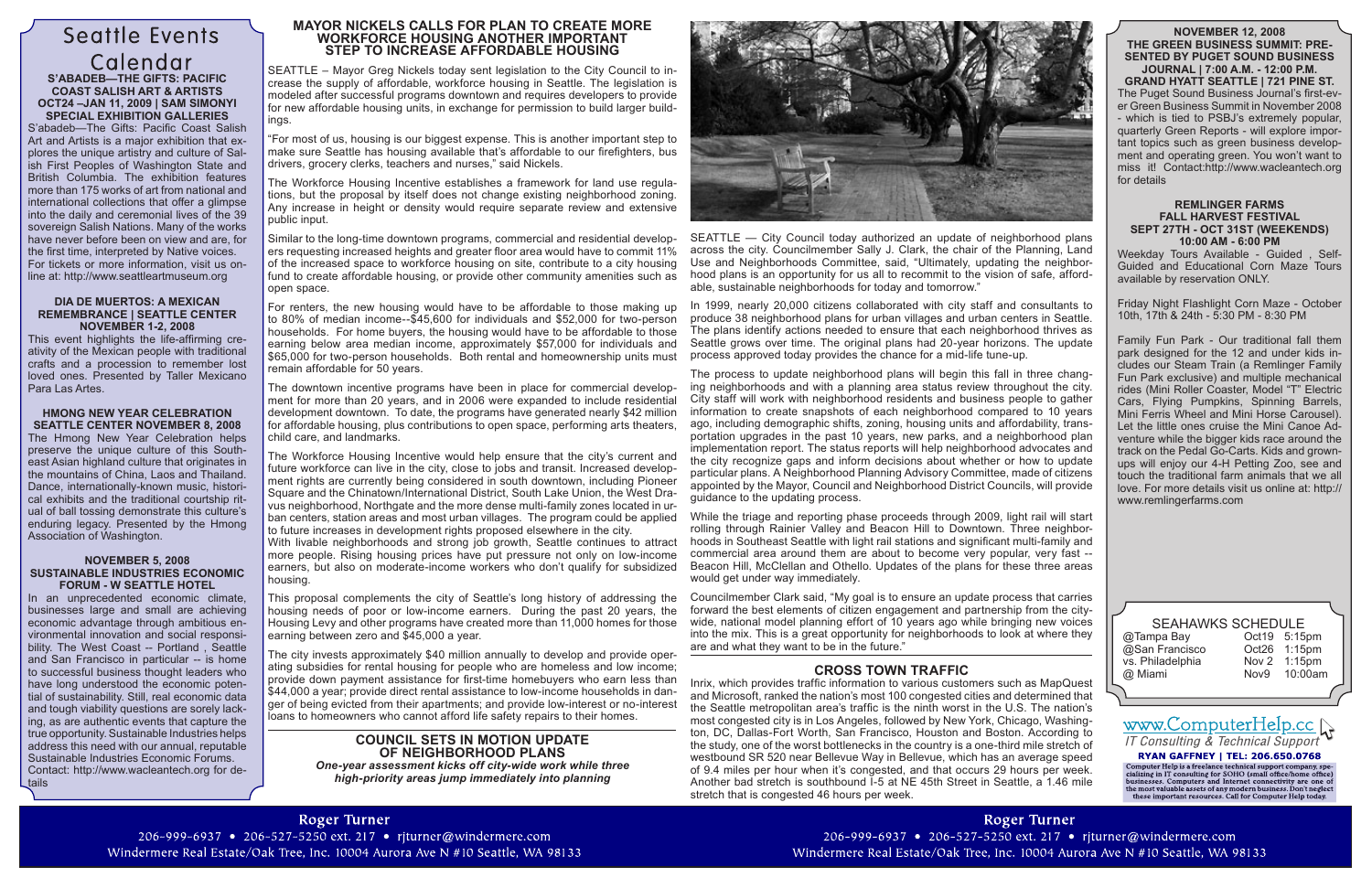# Seattle Events Calendar

**S'ABADEB—THE GIFTS: PACIFIC COAST SALISH ART & ARTISTS OCT24 –JAN 11, 2009 | SAM SIMONYI SPECIAL EXHIBITION GALLERIES**

S'abadeb—The Gifts: Pacific Coast Salish Art and Artists is a major exhibition that explores the unique artistry and culture of Salish First Peoples of Washington State and British Columbia. The exhibition features more than 175 works of art from national and international collections that offer a glimpse into the daily and ceremonial lives of the 39 sovereign Salish Nations. Many of the works have never before been on view and are, for the first time, interpreted by Native voices. For tickets or more information, visit us online at: http://www.seattleartmuseum.org

**DIA DE MUERTOS: A MEXICAN REMEMBRANCE | SEATTLE CENTER NOVEMBER 1-2, 2008**

This event highlights the life-affirming creativity of the Mexican people with traditional crafts and a procession to remember lost loved ones. Presented by Taller Mexicano Para Las Artes.

**HMONG NEW YEAR CELEBRATION SEATTLE CENTER NOVEMBER 8, 2008**

The Hmong New Year Celebration helps preserve the unique culture of this Southeast Asian highland culture that originates in the mountains of China, Laos and Thailand. Dance, internationally-known music, historical exhibits and the traditional courtship ritual of ball tossing demonstrate this culture's enduring legacy. Presented by the Hmong Association of Washington.

**NOVEMBER 5, 2008 SUSTAINABLE INDUSTRIES ECONOMIC FORUM - W SEATTLE HOTEL**

In an unprecedented economic climate, businesses large and small are achieving economic advantage through ambitious environmental innovation and social responsibility. The West Coast -- Portland , Seattle and San Francisco in particular -- is home to successful business thought leaders who have long understood the economic potential of sustainability. Still, real economic data and tough viability questions are sorely lacking, as are authentic events that capture the true opportunity. Sustainable Industries helps address this need with our annual, reputable Sustainable Industries Economic Forums. Contact: http://www.wacleantech.org for details

## MAYOR NICKELS CALLS FOR PLAN TO CREATE MORE WORKFORCE HOUSING ANOTHER IMPORTANT STEP TO INCREASE AFFORDABLE HOUSING

SEATTLE – Mayor Greg Nickels today sent legislation to the City Council to increase the supply of affordable, workforce housing in Seattle. The legislation is modeled after successful programs downtown and requires developers to provide for new affordable housing units, in exchange for permission to build larger buildings.

"For most of us, housing is our biggest expense. This is another important step to make sure Seattle has housing available that's affordable to our firefighters, bus drivers, grocery clerks, teachers and nurses," said Nickels.

The Workforce Housing Incentive establishes a framework for land use regulations, but the proposal by itself does not change existing neighborhood zoning. Any increase in height or density would require separate review and extensive public input.

Similar to the long-time downtown programs, commercial and residential developers requesting increased heights and greater floor area would have to commit 11% of the increased space to workforce housing on site, contribute to a city housing fund to create affordable housing, or provide other community amenities such as open space.

For renters, the new housing would have to be affordable to those making up to 80% of median income--$45,600 for individuals and $52,000 for two-person households. For home buyers, the housing would have to be affordable to those earning below area median income, approximately $57,000 for individuals and $65,000 for two-person households. Both rental and homeownership units must remain affordable for 50 years.

The downtown incentive programs have been in place for commercial development for more than 20 years, and in 2006 were expanded to include residential development downtown. To date, the programs have generated nearly $42 million for affordable housing, plus contributions to open space, performing arts theaters, child care, and landmarks.

The Workforce Housing Incentive would help ensure that the city's current and future workforce can live in the city, close to jobs and transit. Increased development rights are currently being considered in south downtown, including Pioneer Square and the Chinatown/International District, South Lake Union, the West Dravus neighborhood, Northgate and the more dense multi-family zones located in urban centers, station areas and most urban villages. The program could be applied to future increases in development rights proposed elsewhere in the city.

With livable neighborhoods and strong job growth, Seattle continues to attract more people. Rising housing prices have put pressure not only on low-income earners, but also on moderate-income workers who don't qualify for subsidized housing.

This proposal complements the city of Seattle's long history of addressing the housing needs of poor or low-income earners. During the past 20 years, the Housing Levy and other programs have created more than 11,000 homes for those earning between zero and $45,000 a year.

The city invests approximately $40 million annually to develop and provide operating subsidies for rental housing for people who are homeless and low income; provide down payment assistance for first-time homebuyers who earn less than $44,000 a year; provide direct rental assistance to low-income households in danger of being evicted from their apartments; and provide low-interest or no-interest loans to homeowners who cannot afford life safety repairs to their homes.

## COUNCIL SETS IN MOTION UPDATE OF NEIGHBORHOOD PLANS

***One-year assessment kicks off city-wide work while three high-priority areas jump immediately into planning***

SEATTLE — City Council today authorized an update of neighborhood plans across the city. Councilmember Sally J. Clark, the chair of the Planning, Land Use and Neighborhoods Committee, said, "Ultimately, updating the neighborhood plans is an opportunity for us all to recommit to the vision of safe, affordable, sustainable neighborhoods for today and tomorrow."

In 1999, nearly 20,000 citizens collaborated with city staff and consultants to produce 38 neighborhood plans for urban villages and urban centers in Seattle. The plans identify actions needed to ensure that each neighborhood thrives as Seattle grows over time. The original plans had 20-year horizons. The update process approved today provides the chance for a mid-life tune-up.

The process to update neighborhood plans will begin this fall in three changing neighborhoods and with a planning area status review throughout the city. City staff will work with neighborhood residents and business people to gather information to create snapshots of each neighborhood compared to 10 years ago, including demographic shifts, zoning, housing units and affordability, transportation upgrades in the past 10 years, new parks, and a neighborhood plan implementation report. The status reports will help neighborhood advocates and the city recognize gaps and inform decisions about whether or how to update particular plans. A Neighborhood Planning Advisory Committee, made of citizens appointed by the Mayor, Council and Neighborhood District Councils, will provide guidance to the updating process.

While the triage and reporting phase proceeds through 2009, light rail will start rolling through Rainier Valley and Beacon Hill to Downtown. Three neighborhoods in Southeast Seattle with light rail stations and significant multi-family and commercial area around them are about to become very popular, very fast -- Beacon Hill, McClellan and Othello. Updates of the plans for these three areas would get under way immediately.

Councilmember Clark said, "My goal is to ensure an update process that carries forward the best elements of citizen engagement and partnership from the city-wide, national model planning effort of 10 years ago while bringing new voices into the mix. This is a great opportunity for neighborhoods to look at where they are and what they want to be in the future."

## CROSS TOWN TRAFFIC

Inrix, which provides traffic information to various customers such as MapQuest and Microsoft, ranked the nation's most 100 congested cities and determined that the Seattle metropolitan area's traffic is the ninth worst in the U.S. The nation's most congested city is in Los Angeles, followed by New York, Chicago, Washington, DC, Dallas-Fort Worth, San Francisco, Houston and Boston. According to the study, one of the worst bottlenecks in the country is a one-third mile stretch of westbound SR 520 near Bellevue Way in Bellevue, which has an average speed of 9.4 miles per hour when it's congested, and that occurs 29 hours per week. Another bad stretch is southbound I-5 at NE 45th Street in Seattle, a 1.46 mile stretch that is congested 46 hours per week.

**NOVEMBER 12, 2008 THE GREEN BUSINESS SUMMIT: PRESENTED BY PUGET SOUND BUSINESS JOURNAL | 7:00 A.M. - 12:00 P.M. GRAND HYATT SEATTLE | 721 PINE ST.**

The Puget Sound Business Journal's first-ever Green Business Summit in November 2008 - which is tied to PSBJ's extremely popular, quarterly Green Reports - will explore important topics such as green business development and operating green. You won't want to miss it! Contact:http://www.wacleantech.org for details

**REMLINGER FARMS FALL HARVEST FESTIVAL SEPT 27TH - OCT 31ST (WEEKENDS) 10:00 AM - 6:00 PM**

Weekday Tours Available - Guided , Self-Guided and Educational Corn Maze Tours available by reservation ONLY.

Friday Night Flashlight Corn Maze - October 10th, 17th & 24th - 5:30 PM - 8:30 PM

Family Fun Park - Our traditional fall theme park designed for the 12 and under kids includes our Steam Train (a Remlinger Family Fun Park exclusive) and multiple mechanical rides (Mini Roller Coaster, Model "T" Electric Cars, Flying Pumpkins, Spinning Barrels, Mini Ferris Wheel and Mini Horse Carousel). Let the little ones cruise the Mini Canoe Adventure while the bigger kids race around the track on the Pedal Go-Carts. Kids and grown-ups will enjoy our 4-H Petting Zoo, see and touch the traditional farm animals that we all love. For more details visit us online at: http://www.remlingerfarms.com

### SEAHAWKS SCHEDULE

| | | |
|---|---|---|
| @Tampa Bay | Oct19 | 5:15pm |
| @San Francisco | Oct26 | 1:15pm |
| vs. Philadelphia | Nov 2 | 1:15pm |
| @ Miami | Nov9 | 10:00am |

www.ComputerHelp.cc
*IT Consulting & Technical Support*
**RYAN GAFFNEY | TEL: 206.650.0768**
Computer Help is a freelance technical support company, specializing in IT consulting for SOHO (small office/home office) businesses. Computers and Internet connectivity are one of the most valuable assets of any modern business. Don't neglect these important resources. Call for Computer Help today.

**Roger Turner**
206-999-6937 • 206-527-5250 ext. 217 • rjturner@windermere.com
Windermere Real Estate/Oak Tree, Inc. 10004 Aurora Ave N #10 Seattle, WA 98133